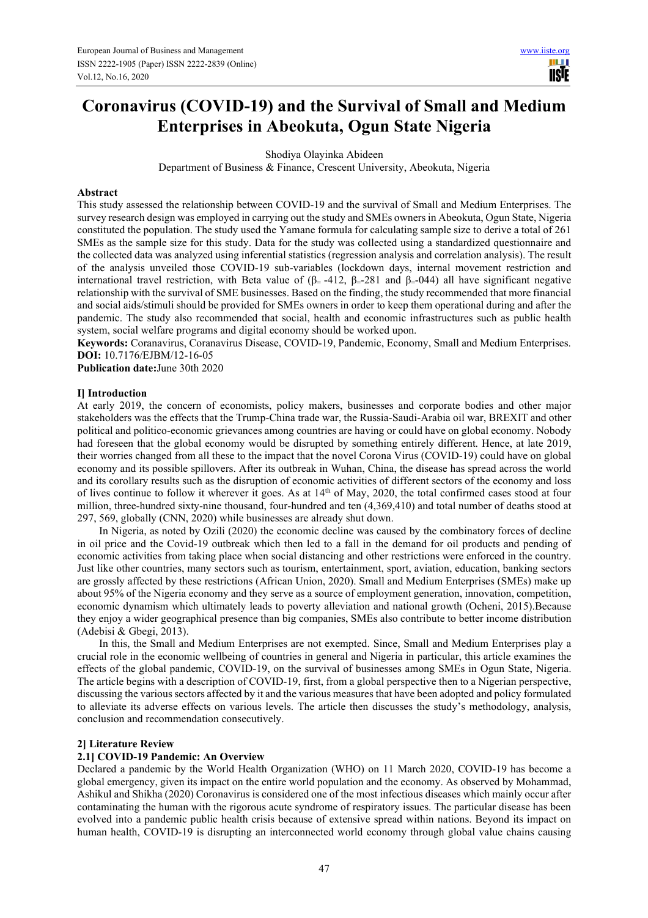# Coronavirus (COVID-19) and the Survival of Small and Medium Enterprises in Abeokuta, Ogun State Nigeria

Shodiya Olayinka Abideen

Department of Business & Finance, Crescent University, Abeokuta, Nigeria

## Abstract

This study assessed the relationship between COVID-19 and the survival of Small and Medium Enterprises. The survey research design was employed in carrying out the study and SMEs owners in Abeokuta, Ogun State, Nigeria constituted the population. The study used the Yamane formula for calculating sample size to derive a total of 261 SMEs as the sample size for this study. Data for the study was collected using a standardized questionnaire and the collected data was analyzed using inferential statistics (regression analysis and correlation analysis). The result of the analysis unveiled those COVID-19 sub-variables (lockdown days, internal movement restriction and international travel restriction, with Beta value of (β= -412, β=-281 and β=-044) all have significant negative relationship with the survival of SME businesses. Based on the finding, the study recommended that more financial and social aids/stimuli should be provided for SMEs owners in order to keep them operational during and after the pandemic. The study also recommended that social, health and economic infrastructures such as public health system, social welfare programs and digital economy should be worked upon.

**Keywords:** Coranavirus, Coranavirus Disease, COVID-19, Pandemic, Economy, Small and Medium Enterprises.

**DOI:** 10.7176/EJBM/12-16-05

**Publication date:** June 30th 2020

## I] Introduction

At early 2019, the concern of economists, policy makers, businesses and corporate bodies and other major stakeholders was the effects that the Trump-China trade war, the Russia-Saudi-Arabia oil war, BREXIT and other political and politico-economic grievances among countries are having or could have on global economy. Nobody had foreseen that the global economy would be disrupted by something entirely different. Hence, at late 2019, their worries changed from all these to the impact that the novel Corona Virus (COVID-19) could have on global economy and its possible spillovers. After its outbreak in Wuhan, China, the disease has spread across the world and its corollary results such as the disruption of economic activities of different sectors of the economy and loss of lives continue to follow it wherever it goes. As at 14th of May, 2020, the total confirmed cases stood at four million, three-hundred sixty-nine thousand, four-hundred and ten (4,369,410) and total number of deaths stood at 297, 569, globally (CNN, 2020) while businesses are already shut down.

In Nigeria, as noted by Ozili (2020) the economic decline was caused by the combinatory forces of decline in oil price and the Covid-19 outbreak which then led to a fall in the demand for oil products and pending of economic activities from taking place when social distancing and other restrictions were enforced in the country. Just like other countries, many sectors such as tourism, entertainment, sport, aviation, education, banking sectors are grossly affected by these restrictions (African Union, 2020). Small and Medium Enterprises (SMEs) make up about 95% of the Nigeria economy and they serve as a source of employment generation, innovation, competition, economic dynamism which ultimately leads to poverty alleviation and national growth (Ocheni, 2015).Because they enjoy a wider geographical presence than big companies, SMEs also contribute to better income distribution (Adebisi & Gbegi, 2013).

In this, the Small and Medium Enterprises are not exempted. Since, Small and Medium Enterprises play a crucial role in the economic wellbeing of countries in general and Nigeria in particular, this article examines the effects of the global pandemic, COVID-19, on the survival of businesses among SMEs in Ogun State, Nigeria. The article begins with a description of COVID-19, first, from a global perspective then to a Nigerian perspective, discussing the various sectors affected by it and the various measures that have been adopted and policy formulated to alleviate its adverse effects on various levels. The article then discusses the study's methodology, analysis, conclusion and recommendation consecutively.

## 2] Literature Review

### 2.1] COVID-19 Pandemic: An Overview

Declared a pandemic by the World Health Organization (WHO) on 11 March 2020, COVID-19 has become a global emergency, given its impact on the entire world population and the economy. As observed by Mohammad, Ashikul and Shikha (2020) Coronavirus is considered one of the most infectious diseases which mainly occur after contaminating the human with the rigorous acute syndrome of respiratory issues. The particular disease has been evolved into a pandemic public health crisis because of extensive spread within nations. Beyond its impact on human health, COVID-19 is disrupting an interconnected world economy through global value chains causing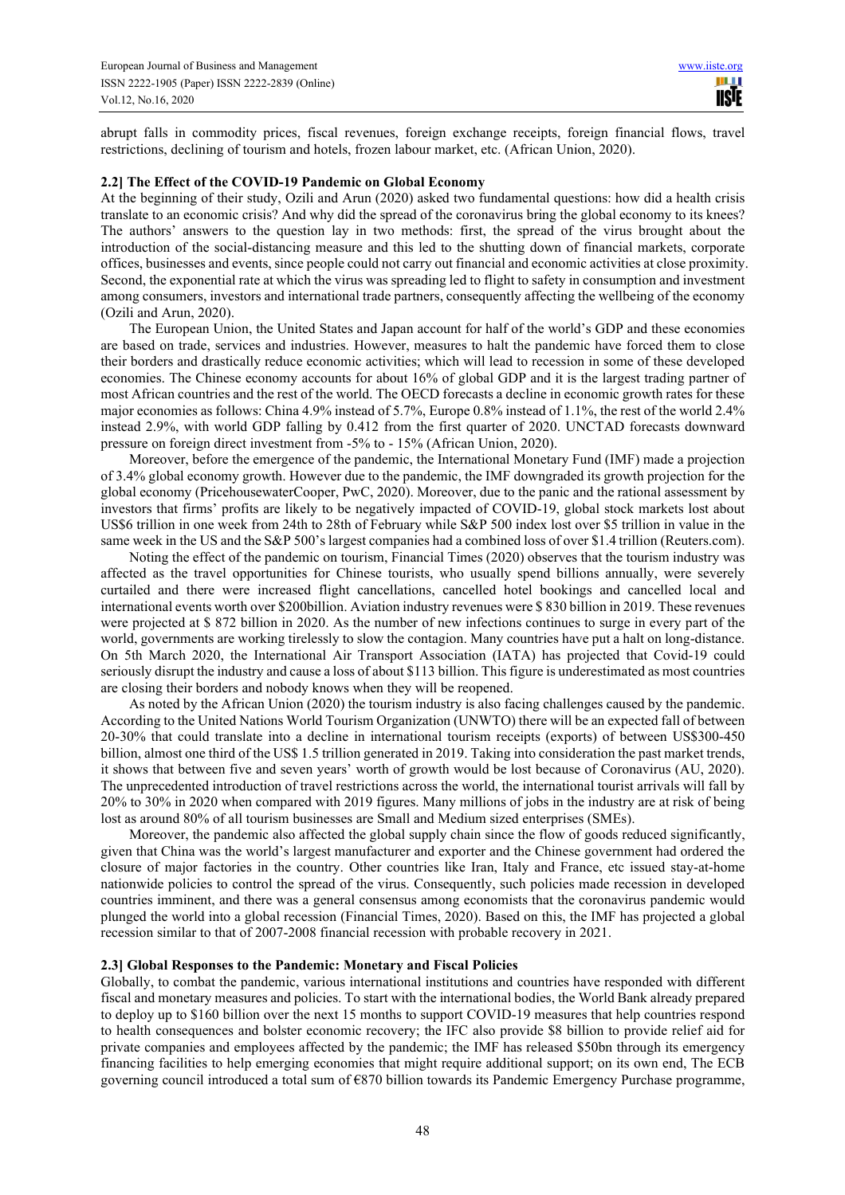abrupt falls in commodity prices, fiscal revenues, foreign exchange receipts, foreign financial flows, travel restrictions, declining of tourism and hotels, frozen labour market, etc. (African Union, 2020).

### 2.2] The Effect of the COVID-19 Pandemic on Global Economy

At the beginning of their study, Ozili and Arun (2020) asked two fundamental questions: how did a health crisis translate to an economic crisis? And why did the spread of the coronavirus bring the global economy to its knees? The authors' answers to the question lay in two methods: first, the spread of the virus brought about the introduction of the social-distancing measure and this led to the shutting down of financial markets, corporate offices, businesses and events, since people could not carry out financial and economic activities at close proximity. Second, the exponential rate at which the virus was spreading led to flight to safety in consumption and investment among consumers, investors and international trade partners, consequently affecting the wellbeing of the economy (Ozili and Arun, 2020).

The European Union, the United States and Japan account for half of the world's GDP and these economies are based on trade, services and industries. However, measures to halt the pandemic have forced them to close their borders and drastically reduce economic activities; which will lead to recession in some of these developed economies. The Chinese economy accounts for about 16% of global GDP and it is the largest trading partner of most African countries and the rest of the world. The OECD forecasts a decline in economic growth rates for these major economies as follows: China 4.9% instead of 5.7%, Europe 0.8% instead of 1.1%, the rest of the world 2.4% instead 2.9%, with world GDP falling by 0.412 from the first quarter of 2020. UNCTAD forecasts downward pressure on foreign direct investment from -5% to - 15% (African Union, 2020).

Moreover, before the emergence of the pandemic, the International Monetary Fund (IMF) made a projection of 3.4% global economy growth. However due to the pandemic, the IMF downgraded its growth projection for the global economy (PricehousewaterCooper, PwC, 2020). Moreover, due to the panic and the rational assessment by investors that firms' profits are likely to be negatively impacted of COVID-19, global stock markets lost about US$6 trillion in one week from 24th to 28th of February while S&P 500 index lost over $5 trillion in value in the same week in the US and the S&P 500's largest companies had a combined loss of over $1.4 trillion (Reuters.com).

Noting the effect of the pandemic on tourism, Financial Times (2020) observes that the tourism industry was affected as the travel opportunities for Chinese tourists, who usually spend billions annually, were severely curtailed and there were increased flight cancellations, cancelled hotel bookings and cancelled local and international events worth over $200billion. Aviation industry revenues were $ 830 billion in 2019. These revenues were projected at $ 872 billion in 2020. As the number of new infections continues to surge in every part of the world, governments are working tirelessly to slow the contagion. Many countries have put a halt on long-distance. On 5th March 2020, the International Air Transport Association (IATA) has projected that Covid-19 could seriously disrupt the industry and cause a loss of about $113 billion. This figure is underestimated as most countries are closing their borders and nobody knows when they will be reopened.

As noted by the African Union (2020) the tourism industry is also facing challenges caused by the pandemic. According to the United Nations World Tourism Organization (UNWTO) there will be an expected fall of between 20-30% that could translate into a decline in international tourism receipts (exports) of between US$300-450 billion, almost one third of the US$ 1.5 trillion generated in 2019. Taking into consideration the past market trends, it shows that between five and seven years' worth of growth would be lost because of Coronavirus (AU, 2020). The unprecedented introduction of travel restrictions across the world, the international tourist arrivals will fall by 20% to 30% in 2020 when compared with 2019 figures. Many millions of jobs in the industry are at risk of being lost as around 80% of all tourism businesses are Small and Medium sized enterprises (SMEs).

Moreover, the pandemic also affected the global supply chain since the flow of goods reduced significantly, given that China was the world's largest manufacturer and exporter and the Chinese government had ordered the closure of major factories in the country. Other countries like Iran, Italy and France, etc issued stay-at-home nationwide policies to control the spread of the virus. Consequently, such policies made recession in developed countries imminent, and there was a general consensus among economists that the coronavirus pandemic would plunged the world into a global recession (Financial Times, 2020). Based on this, the IMF has projected a global recession similar to that of 2007-2008 financial recession with probable recovery in 2021.

### 2.3] Global Responses to the Pandemic: Monetary and Fiscal Policies

Globally, to combat the pandemic, various international institutions and countries have responded with different fiscal and monetary measures and policies. To start with the international bodies, the World Bank already prepared to deploy up to $160 billion over the next 15 months to support COVID-19 measures that help countries respond to health consequences and bolster economic recovery; the IFC also provide $8 billion to provide relief aid for private companies and employees affected by the pandemic; the IMF has released $50bn through its emergency financing facilities to help emerging economies that might require additional support; on its own end, The ECB governing council introduced a total sum of €870 billion towards its Pandemic Emergency Purchase programme,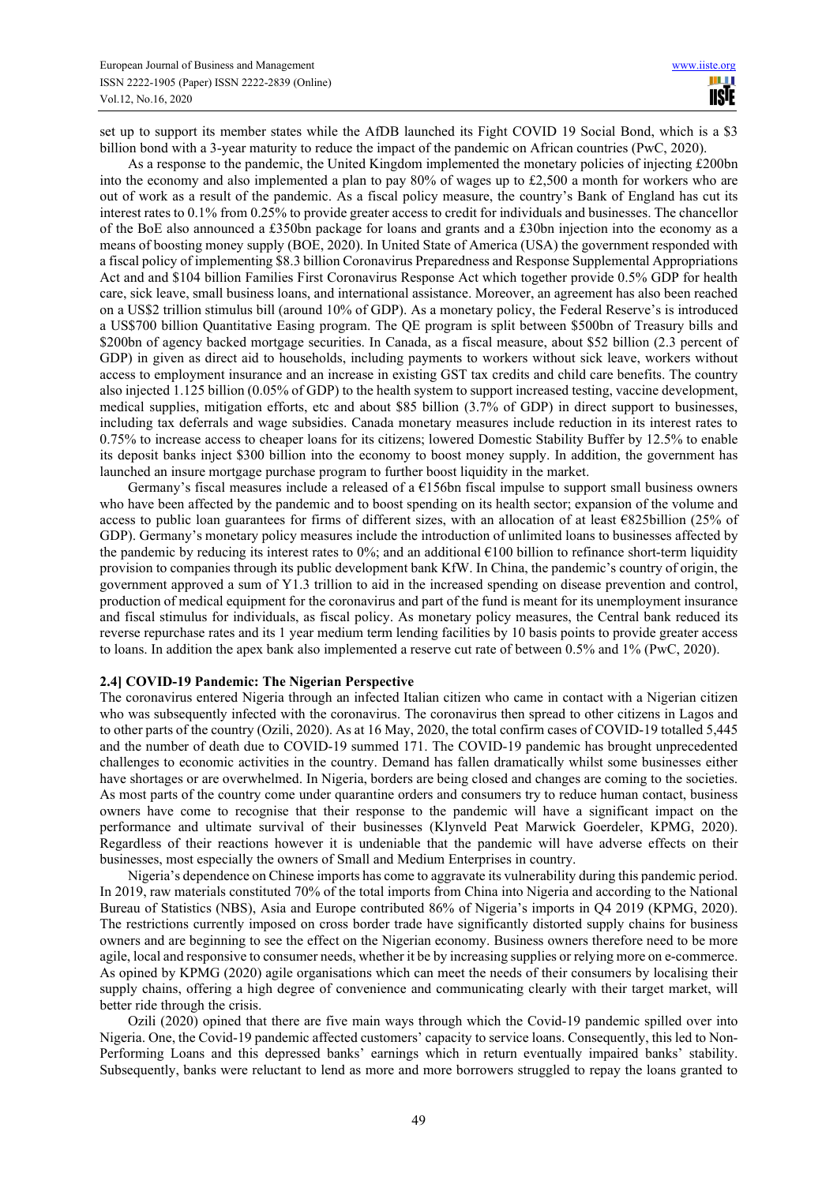set up to support its member states while the AfDB launched its Fight COVID 19 Social Bond, which is a $3 billion bond with a 3-year maturity to reduce the impact of the pandemic on African countries (PwC, 2020).

As a response to the pandemic, the United Kingdom implemented the monetary policies of injecting £200bn into the economy and also implemented a plan to pay 80% of wages up to £2,500 a month for workers who are out of work as a result of the pandemic. As a fiscal policy measure, the country's Bank of England has cut its interest rates to 0.1% from 0.25% to provide greater access to credit for individuals and businesses. The chancellor of the BoE also announced a £350bn package for loans and grants and a £30bn injection into the economy as a means of boosting money supply (BOE, 2020). In United State of America (USA) the government responded with a fiscal policy of implementing $8.3 billion Coronavirus Preparedness and Response Supplemental Appropriations Act and and $104 billion Families First Coronavirus Response Act which together provide 0.5% GDP for health care, sick leave, small business loans, and international assistance. Moreover, an agreement has also been reached on a US$2 trillion stimulus bill (around 10% of GDP). As a monetary policy, the Federal Reserve's is introduced a US$700 billion Quantitative Easing program. The QE program is split between $500bn of Treasury bills and $200bn of agency backed mortgage securities. In Canada, as a fiscal measure, about $52 billion (2.3 percent of GDP) in given as direct aid to households, including payments to workers without sick leave, workers without access to employment insurance and an increase in existing GST tax credits and child care benefits. The country also injected 1.125 billion (0.05% of GDP) to the health system to support increased testing, vaccine development, medical supplies, mitigation efforts, etc and about $85 billion (3.7% of GDP) in direct support to businesses, including tax deferrals and wage subsidies. Canada monetary measures include reduction in its interest rates to 0.75% to increase access to cheaper loans for its citizens; lowered Domestic Stability Buffer by 12.5% to enable its deposit banks inject $300 billion into the economy to boost money supply. In addition, the government has launched an insure mortgage purchase program to further boost liquidity in the market.

Germany's fiscal measures include a released of a €156bn fiscal impulse to support small business owners who have been affected by the pandemic and to boost spending on its health sector; expansion of the volume and access to public loan guarantees for firms of different sizes, with an allocation of at least €825billion (25% of GDP). Germany's monetary policy measures include the introduction of unlimited loans to businesses affected by the pandemic by reducing its interest rates to 0%; and an additional €100 billion to refinance short-term liquidity provision to companies through its public development bank KfW. In China, the pandemic's country of origin, the government approved a sum of Y1.3 trillion to aid in the increased spending on disease prevention and control, production of medical equipment for the coronavirus and part of the fund is meant for its unemployment insurance and fiscal stimulus for individuals, as fiscal policy. As monetary policy measures, the Central bank reduced its reverse repurchase rates and its 1 year medium term lending facilities by 10 basis points to provide greater access to loans. In addition the apex bank also implemented a reserve cut rate of between 0.5% and 1% (PwC, 2020).

### 2.4] COVID-19 Pandemic: The Nigerian Perspective

The coronavirus entered Nigeria through an infected Italian citizen who came in contact with a Nigerian citizen who was subsequently infected with the coronavirus. The coronavirus then spread to other citizens in Lagos and to other parts of the country (Ozili, 2020). As at 16 May, 2020, the total confirm cases of COVID-19 totalled 5,445 and the number of death due to COVID-19 summed 171. The COVID-19 pandemic has brought unprecedented challenges to economic activities in the country. Demand has fallen dramatically whilst some businesses either have shortages or are overwhelmed. In Nigeria, borders are being closed and changes are coming to the societies. As most parts of the country come under quarantine orders and consumers try to reduce human contact, business owners have come to recognise that their response to the pandemic will have a significant impact on the performance and ultimate survival of their businesses (Klynveld Peat Marwick Goerdeler, KPMG, 2020). Regardless of their reactions however it is undeniable that the pandemic will have adverse effects on their businesses, most especially the owners of Small and Medium Enterprises in country.

Nigeria's dependence on Chinese imports has come to aggravate its vulnerability during this pandemic period. In 2019, raw materials constituted 70% of the total imports from China into Nigeria and according to the National Bureau of Statistics (NBS), Asia and Europe contributed 86% of Nigeria's imports in Q4 2019 (KPMG, 2020). The restrictions currently imposed on cross border trade have significantly distorted supply chains for business owners and are beginning to see the effect on the Nigerian economy. Business owners therefore need to be more agile, local and responsive to consumer needs, whether it be by increasing supplies or relying more on e-commerce. As opined by KPMG (2020) agile organisations which can meet the needs of their consumers by localising their supply chains, offering a high degree of convenience and communicating clearly with their target market, will better ride through the crisis.

Ozili (2020) opined that there are five main ways through which the Covid-19 pandemic spilled over into Nigeria. One, the Covid-19 pandemic affected customers' capacity to service loans. Consequently, this led to Non-Performing Loans and this depressed banks' earnings which in return eventually impaired banks' stability. Subsequently, banks were reluctant to lend as more and more borrowers struggled to repay the loans granted to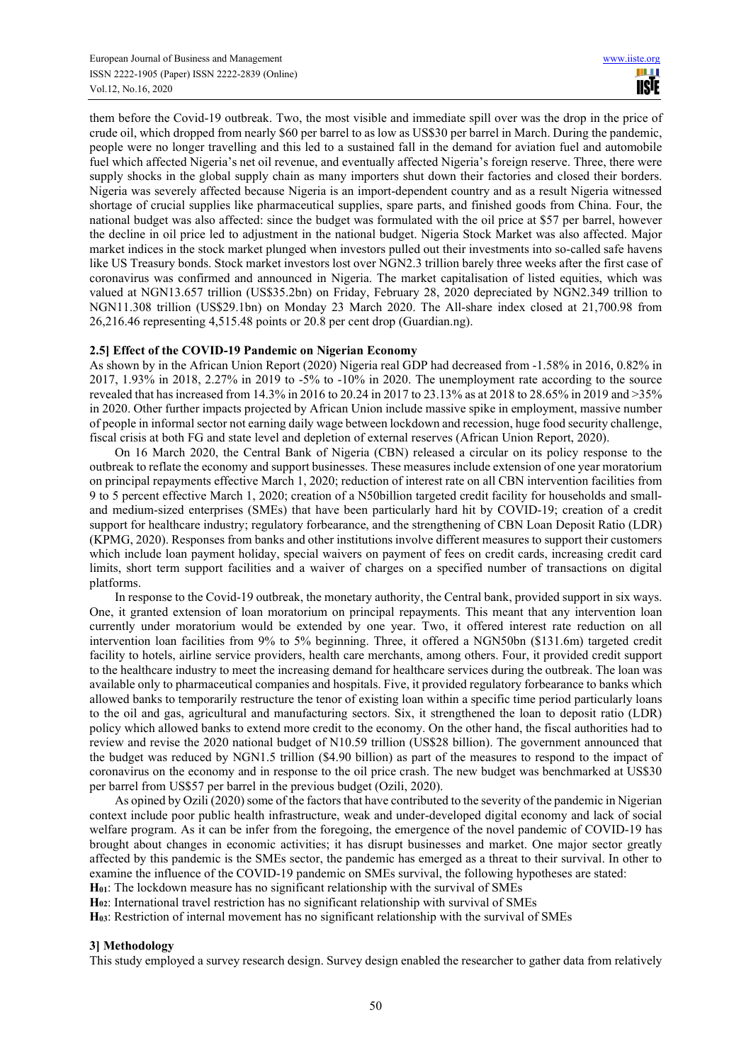them before the Covid-19 outbreak. Two, the most visible and immediate spill over was the drop in the price of crude oil, which dropped from nearly $60 per barrel to as low as US$30 per barrel in March. During the pandemic, people were no longer travelling and this led to a sustained fall in the demand for aviation fuel and automobile fuel which affected Nigeria's net oil revenue, and eventually affected Nigeria's foreign reserve. Three, there were supply shocks in the global supply chain as many importers shut down their factories and closed their borders. Nigeria was severely affected because Nigeria is an import-dependent country and as a result Nigeria witnessed shortage of crucial supplies like pharmaceutical supplies, spare parts, and finished goods from China. Four, the national budget was also affected: since the budget was formulated with the oil price at $57 per barrel, however the decline in oil price led to adjustment in the national budget. Nigeria Stock Market was also affected. Major market indices in the stock market plunged when investors pulled out their investments into so-called safe havens like US Treasury bonds. Stock market investors lost over NGN2.3 trillion barely three weeks after the first case of coronavirus was confirmed and announced in Nigeria. The market capitalisation of listed equities, which was valued at NGN13.657 trillion (US$35.2bn) on Friday, February 28, 2020 depreciated by NGN2.349 trillion to NGN11.308 trillion (US$29.1bn) on Monday 23 March 2020. The All-share index closed at 21,700.98 from 26,216.46 representing 4,515.48 points or 20.8 per cent drop (Guardian.ng).

### 2.5] Effect of the COVID-19 Pandemic on Nigerian Economy

As shown by in the African Union Report (2020) Nigeria real GDP had decreased from -1.58% in 2016, 0.82% in 2017, 1.93% in 2018, 2.27% in 2019 to -5% to -10% in 2020. The unemployment rate according to the source revealed that has increased from 14.3% in 2016 to 20.24 in 2017 to 23.13% as at 2018 to 28.65% in 2019 and >35% in 2020. Other further impacts projected by African Union include massive spike in employment, massive number of people in informal sector not earning daily wage between lockdown and recession, huge food security challenge, fiscal crisis at both FG and state level and depletion of external reserves (African Union Report, 2020).

On 16 March 2020, the Central Bank of Nigeria (CBN) released a circular on its policy response to the outbreak to reflate the economy and support businesses. These measures include extension of one year moratorium on principal repayments effective March 1, 2020; reduction of interest rate on all CBN intervention facilities from 9 to 5 percent effective March 1, 2020; creation of a N50billion targeted credit facility for households and small- and medium-sized enterprises (SMEs) that have been particularly hard hit by COVID-19; creation of a credit support for healthcare industry; regulatory forbearance, and the strengthening of CBN Loan Deposit Ratio (LDR) (KPMG, 2020). Responses from banks and other institutions involve different measures to support their customers which include loan payment holiday, special waivers on payment of fees on credit cards, increasing credit card limits, short term support facilities and a waiver of charges on a specified number of transactions on digital platforms.

In response to the Covid-19 outbreak, the monetary authority, the Central bank, provided support in six ways. One, it granted extension of loan moratorium on principal repayments. This meant that any intervention loan currently under moratorium would be extended by one year. Two, it offered interest rate reduction on all intervention loan facilities from 9% to 5% beginning. Three, it offered a NGN50bn ($131.6m) targeted credit facility to hotels, airline service providers, health care merchants, among others. Four, it provided credit support to the healthcare industry to meet the increasing demand for healthcare services during the outbreak. The loan was available only to pharmaceutical companies and hospitals. Five, it provided regulatory forbearance to banks which allowed banks to temporarily restructure the tenor of existing loan within a specific time period particularly loans to the oil and gas, agricultural and manufacturing sectors. Six, it strengthened the loan to deposit ratio (LDR) policy which allowed banks to extend more credit to the economy. On the other hand, the fiscal authorities had to review and revise the 2020 national budget of N10.59 trillion (US$28 billion). The government announced that the budget was reduced by NGN1.5 trillion ($4.90 billion) as part of the measures to respond to the impact of coronavirus on the economy and in response to the oil price crash. The new budget was benchmarked at US$30 per barrel from US$57 per barrel in the previous budget (Ozili, 2020).

As opined by Ozili (2020) some of the factors that have contributed to the severity of the pandemic in Nigerian context include poor public health infrastructure, weak and under-developed digital economy and lack of social welfare program. As it can be infer from the foregoing, the emergence of the novel pandemic of COVID-19 has brought about changes in economic activities; it has disrupt businesses and market. One major sector greatly affected by this pandemic is the SMEs sector, the pandemic has emerged as a threat to their survival. In other to examine the influence of the COVID-19 pandemic on SMEs survival, the following hypotheses are stated:

**$H_{01}$**: The lockdown measure has no significant relationship with the survival of SMEs

**$H_{02}$**: International travel restriction has no significant relationship with survival of SMEs

**$H_{03}$**: Restriction of internal movement has no significant relationship with the survival of SMEs

## 3] Methodology

This study employed a survey research design. Survey design enabled the researcher to gather data from relatively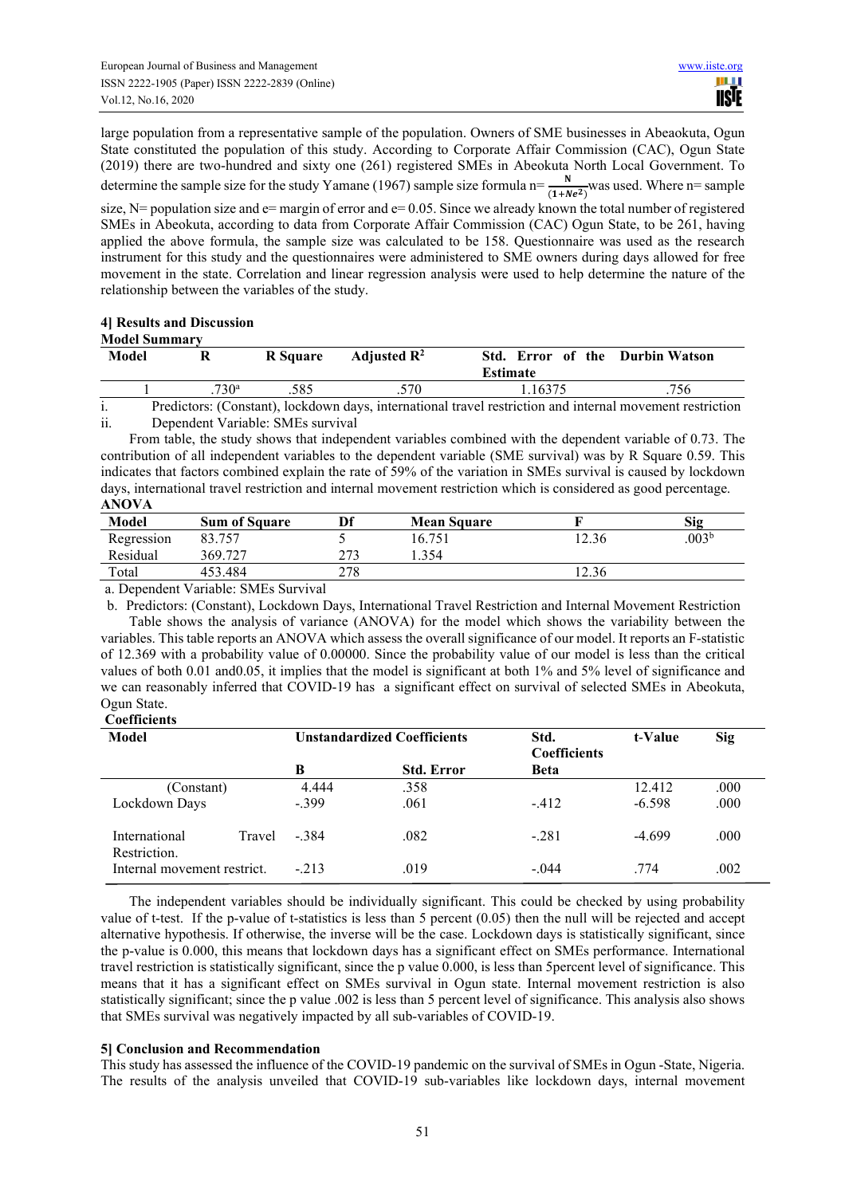large population from a representative sample of the population. Owners of SME businesses in Abeaokuta, Ogun State constituted the population of this study. According to Corporate Affair Commission (CAC), Ogun State (2019) there are two-hundred and sixty one (261) registered SMEs in Abeokuta North Local Government. To determine the sample size for the study Yamane (1967) sample size formula $n= \frac{N}{(1+Ne^2)}$ was used. Where n= sample size, N= population size and e= margin of error and e= 0.05. Since we already known the total number of registered SMEs in Abeokuta, according to data from Corporate Affair Commission (CAC) Ogun State, to be 261, having applied the above formula, the sample size was calculated to be 158. Questionnaire was used as the research instrument for this study and the questionnaires were administered to SME owners during days allowed for free movement in the state. Correlation and linear regression analysis were used to help determine the nature of the relationship between the variables of the study.

## 4] Results and Discussion

**Model Summary**

| Model | R | R Square | Adjusted $R^2$ | Std. Error of the Estimate | Durbin Watson |
|---|---|---|---|---|---|
| 1 | .730[a] | .585 | .570 | 1.16375 | .756 |

i. Predictors: (Constant), lockdown days, international travel restriction and internal movement restriction
ii. Dependent Variable: SMEs survival

From table, the study shows that independent variables combined with the dependent variable of 0.73. The contribution of all independent variables to the dependent variable (SME survival) was by R Square 0.59. This indicates that factors combined explain the rate of 59% of the variation in SMEs survival is caused by lockdown days, international travel restriction and internal movement restriction which is considered as good percentage.

**ANOVA**

| Model | Sum of Square | Df | Mean Square | F | Sig |
|---|---|---|---|---|---|
| Regression | 83.757 | 5 | 16.751 | 12.36 | .003[b] |
| Residual | 369.727 | 273 | 1.354 | | |
| Total | 453.484 | 278 | | 12.36 | |

a. Dependent Variable: SMEs Survival
b. Predictors: (Constant), Lockdown Days, International Travel Restriction and Internal Movement Restriction

Table shows the analysis of variance (ANOVA) for the model which shows the variability between the variables. This table reports an ANOVA which assess the overall significance of our model. It reports an F-statistic of 12.369 with a probability value of 0.00000. Since the probability value of our model is less than the critical values of both 0.01 and0.05, it implies that the model is significant at both 1% and 5% level of significance and we can reasonably inferred that COVID-19 has a significant effect on survival of selected SMEs in Abeokuta, Ogun State.

**Coefficients**

| Model | Unstandardized Coefficients | | Std. Coefficients | t-Value | Sig |
|---|---|---|---|---|---|
| | B | Std. Error | Beta | | |
| (Constant) | 4.444 | .358 | | 12.412 | .000 |
| Lockdown Days | -.399 | .061 | -.412 | -6.598 | .000 |
| International Travel Restriction. | -.384 | .082 | -.281 | -4.699 | .000 |
| Internal movement restrict. | -.213 | .019 | -.044 | .774 | .002 |

The independent variables should be individually significant. This could be checked by using probability value of t-test. If the p-value of t-statistics is less than 5 percent (0.05) then the null will be rejected and accept alternative hypothesis. If otherwise, the inverse will be the case. Lockdown days is statistically significant, since the p-value is 0.000, this means that lockdown days has a significant effect on SMEs performance. International travel restriction is statistically significant, since the p value 0.000, is less than 5percent level of significance. This means that it has a significant effect on SMEs survival in Ogun state. Internal movement restriction is also statistically significant; since the p value .002 is less than 5 percent level of significance. This analysis also shows that SMEs survival was negatively impacted by all sub-variables of COVID-19.

## 5] Conclusion and Recommendation

This study has assessed the influence of the COVID-19 pandemic on the survival of SMEs in Ogun -State, Nigeria. The results of the analysis unveiled that COVID-19 sub-variables like lockdown days, internal movement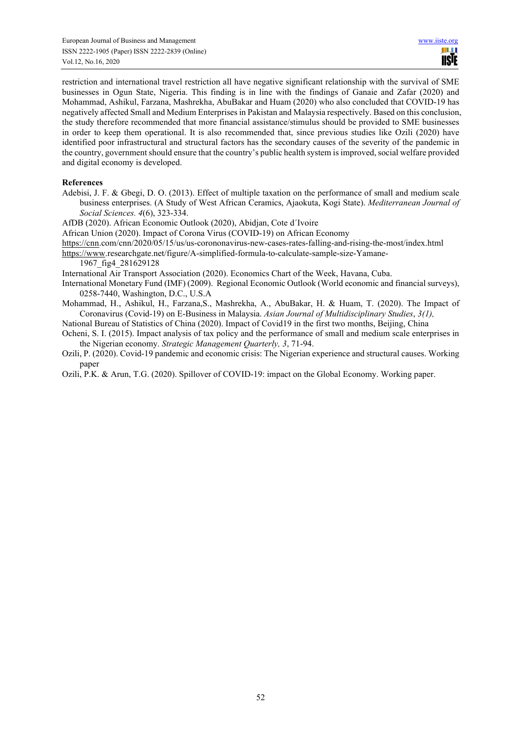restriction and international travel restriction all have negative significant relationship with the survival of SME businesses in Ogun State, Nigeria. This finding is in line with the findings of Ganaie and Zafar (2020) and Mohammad, Ashikul, Farzana, Mashrekha, AbuBakar and Huam (2020) who also concluded that COVID-19 has negatively affected Small and Medium Enterprises in Pakistan and Malaysia respectively. Based on this conclusion, the study therefore recommended that more financial assistance/stimulus should be provided to SME businesses in order to keep them operational. It is also recommended that, since previous studies like Ozili (2020) have identified poor infrastructural and structural factors has the secondary causes of the severity of the pandemic in the country, government should ensure that the country's public health system is improved, social welfare provided and digital economy is developed.

**References**

Adebisi, J. F. & Gbegi, D. O. (2013). Effect of multiple taxation on the performance of small and medium scale business enterprises. (A Study of West African Ceramics, Ajaokuta, Kogi State). *Mediterranean Journal of Social Sciences. 4*(6), 323-334.

AfDB (2020). African Economic Outlook (2020), Abidjan, Cote d´Ivoire

African Union (2020). Impact of Corona Virus (COVID-19) on African Economy

https://cnn.com/cnn/2020/05/15/us/us-corononavirus-new-cases-rates-falling-and-rising-the-most/index.html

https://www.researchgate.net/figure/A-simplified-formula-to-calculate-sample-size-Yamane-1967_fig4_281629128

International Air Transport Association (2020). Economics Chart of the Week, Havana, Cuba.

International Monetary Fund (IMF) (2009). Regional Economic Outlook (World economic and financial surveys), 0258-7440, Washington, D.C., U.S.A

Mohammad, H., Ashikul, H., Farzana,S., Mashrekha, A., AbuBakar, H. & Huam, T. (2020). The Impact of Coronavirus (Covid-19) on E-Business in Malaysia. *Asian Journal of Multidisciplinary Studies*, *3(1),*

National Bureau of Statistics of China (2020). Impact of Covid19 in the first two months, Beijing, China

Ocheni, S. I. (2015). Impact analysis of tax policy and the performance of small and medium scale enterprises in the Nigerian economy. *Strategic Management Quarterly, 3*, 71-94.

Ozili, P. (2020). Covid-19 pandemic and economic crisis: The Nigerian experience and structural causes. Working paper

Ozili, P.K. & Arun, T.G. (2020). Spillover of COVID-19: impact on the Global Economy. Working paper.